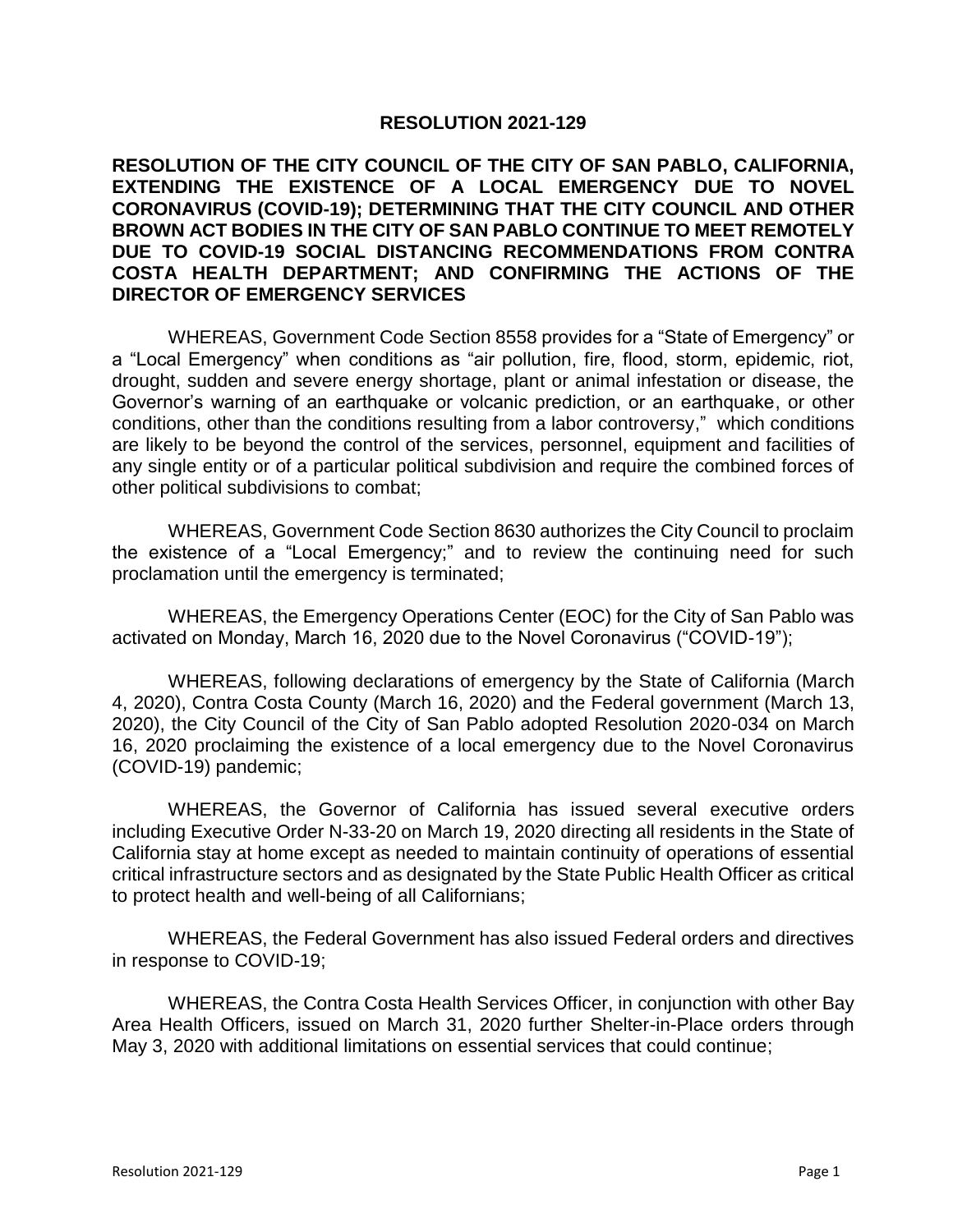# RESOLUTION 2021-129

**RESOLUTION OF THE CITY COUNCIL OF THE CITY OF SAN PABLO, CALIFORNIA, EXTENDING THE EXISTENCE OF A LOCAL EMERGENCY DUE TO NOVEL CORONAVIRUS (COVID-19); DETERMINING THAT THE CITY COUNCIL AND OTHER BROWN ACT BODIES IN THE CITY OF SAN PABLO CONTINUE TO MEET REMOTELY DUE TO COVID-19 SOCIAL DISTANCING RECOMMENDATIONS FROM CONTRA COSTA HEALTH DEPARTMENT; AND CONFIRMING THE ACTIONS OF THE DIRECTOR OF EMERGENCY SERVICES**

WHEREAS, Government Code Section 8558 provides for a "State of Emergency" or a "Local Emergency" when conditions as "air pollution, fire, flood, storm, epidemic, riot, drought, sudden and severe energy shortage, plant or animal infestation or disease, the Governor's warning of an earthquake or volcanic prediction, or an earthquake, or other conditions, other than the conditions resulting from a labor controversy," which conditions are likely to be beyond the control of the services, personnel, equipment and facilities of any single entity or of a particular political subdivision and require the combined forces of other political subdivisions to combat;

WHEREAS, Government Code Section 8630 authorizes the City Council to proclaim the existence of a "Local Emergency;" and to review the continuing need for such proclamation until the emergency is terminated;

WHEREAS, the Emergency Operations Center (EOC) for the City of San Pablo was activated on Monday, March 16, 2020 due to the Novel Coronavirus ("COVID-19");

WHEREAS, following declarations of emergency by the State of California (March 4, 2020), Contra Costa County (March 16, 2020) and the Federal government (March 13, 2020), the City Council of the City of San Pablo adopted Resolution 2020-034 on March 16, 2020 proclaiming the existence of a local emergency due to the Novel Coronavirus (COVID-19) pandemic;

WHEREAS, the Governor of California has issued several executive orders including Executive Order N-33-20 on March 19, 2020 directing all residents in the State of California stay at home except as needed to maintain continuity of operations of essential critical infrastructure sectors and as designated by the State Public Health Officer as critical to protect health and well-being of all Californians;

WHEREAS, the Federal Government has also issued Federal orders and directives in response to COVID-19;

WHEREAS, the Contra Costa Health Services Officer, in conjunction with other Bay Area Health Officers, issued on March 31, 2020 further Shelter-in-Place orders through May 3, 2020 with additional limitations on essential services that could continue;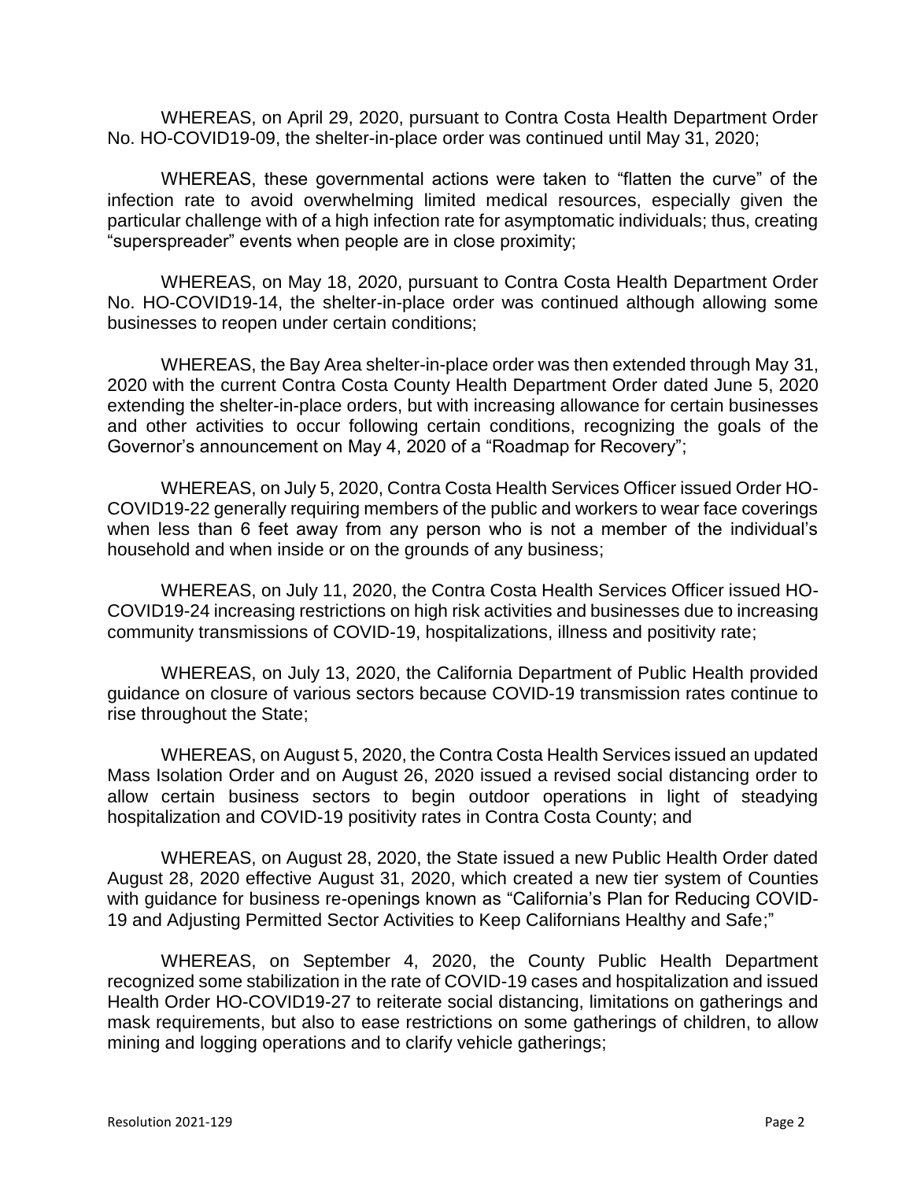WHEREAS, on April 29, 2020, pursuant to Contra Costa Health Department Order No. HO-COVID19-09, the shelter-in-place order was continued until May 31, 2020;

WHEREAS, these governmental actions were taken to "flatten the curve" of the infection rate to avoid overwhelming limited medical resources, especially given the particular challenge with of a high infection rate for asymptomatic individuals; thus, creating "superspreader" events when people are in close proximity;

WHEREAS, on May 18, 2020, pursuant to Contra Costa Health Department Order No. HO-COVID19-14, the shelter-in-place order was continued although allowing some businesses to reopen under certain conditions;

WHEREAS, the Bay Area shelter-in-place order was then extended through May 31, 2020 with the current Contra Costa County Health Department Order dated June 5, 2020 extending the shelter-in-place orders, but with increasing allowance for certain businesses and other activities to occur following certain conditions, recognizing the goals of the Governor's announcement on May 4, 2020 of a "Roadmap for Recovery";

WHEREAS, on July 5, 2020, Contra Costa Health Services Officer issued Order HO-COVID19-22 generally requiring members of the public and workers to wear face coverings when less than 6 feet away from any person who is not a member of the individual's household and when inside or on the grounds of any business;

WHEREAS, on July 11, 2020, the Contra Costa Health Services Officer issued HO-COVID19-24 increasing restrictions on high risk activities and businesses due to increasing community transmissions of COVID-19, hospitalizations, illness and positivity rate;

WHEREAS, on July 13, 2020, the California Department of Public Health provided guidance on closure of various sectors because COVID-19 transmission rates continue to rise throughout the State;

WHEREAS, on August 5, 2020, the Contra Costa Health Services issued an updated Mass Isolation Order and on August 26, 2020 issued a revised social distancing order to allow certain business sectors to begin outdoor operations in light of steadying hospitalization and COVID-19 positivity rates in Contra Costa County; and

WHEREAS, on August 28, 2020, the State issued a new Public Health Order dated August 28, 2020 effective August 31, 2020, which created a new tier system of Counties with guidance for business re-openings known as "California's Plan for Reducing COVID-19 and Adjusting Permitted Sector Activities to Keep Californians Healthy and Safe;"

WHEREAS, on September 4, 2020, the County Public Health Department recognized some stabilization in the rate of COVID-19 cases and hospitalization and issued Health Order HO-COVID19-27 to reiterate social distancing, limitations on gatherings and mask requirements, but also to ease restrictions on some gatherings of children, to allow mining and logging operations and to clarify vehicle gatherings;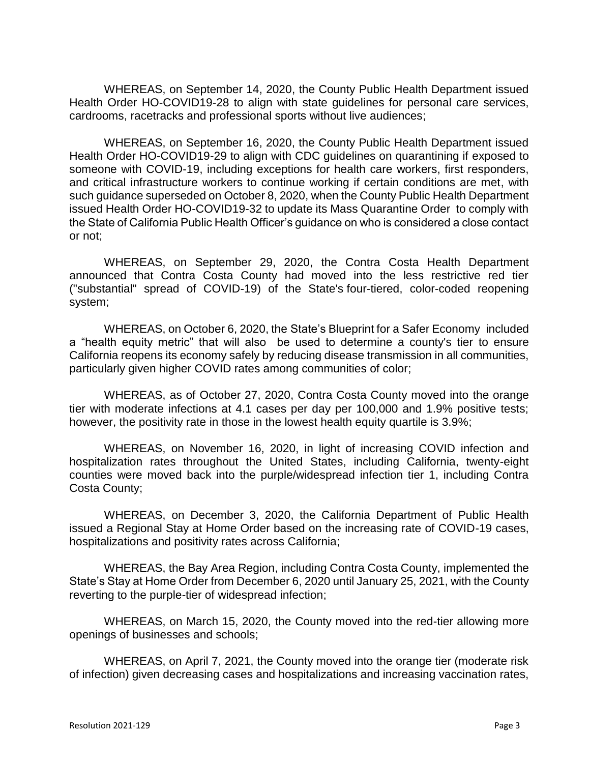WHEREAS, on September 14, 2020, the County Public Health Department issued Health Order HO-COVID19-28 to align with state guidelines for personal care services, cardrooms, racetracks and professional sports without live audiences;

WHEREAS, on September 16, 2020, the County Public Health Department issued Health Order HO-COVID19-29 to align with CDC guidelines on quarantining if exposed to someone with COVID-19, including exceptions for health care workers, first responders, and critical infrastructure workers to continue working if certain conditions are met, with such guidance superseded on October 8, 2020, when the County Public Health Department issued Health Order HO-COVID19-32 to update its Mass Quarantine Order to comply with the State of California Public Health Officer's guidance on who is considered a close contact or not;

WHEREAS, on September 29, 2020, the Contra Costa Health Department announced that Contra Costa County had moved into the less restrictive red tier ("substantial" spread of COVID-19) of the State's four-tiered, color-coded reopening system;

WHEREAS, on October 6, 2020, the State's Blueprint for a Safer Economy included a "health equity metric" that will also be used to determine a county's tier to ensure California reopens its economy safely by reducing disease transmission in all communities, particularly given higher COVID rates among communities of color;

WHEREAS, as of October 27, 2020, Contra Costa County moved into the orange tier with moderate infections at 4.1 cases per day per 100,000 and 1.9% positive tests; however, the positivity rate in those in the lowest health equity quartile is 3.9%;

WHEREAS, on November 16, 2020, in light of increasing COVID infection and hospitalization rates throughout the United States, including California, twenty-eight counties were moved back into the purple/widespread infection tier 1, including Contra Costa County;

WHEREAS, on December 3, 2020, the California Department of Public Health issued a Regional Stay at Home Order based on the increasing rate of COVID-19 cases, hospitalizations and positivity rates across California;

WHEREAS, the Bay Area Region, including Contra Costa County, implemented the State's Stay at Home Order from December 6, 2020 until January 25, 2021, with the County reverting to the purple-tier of widespread infection;

WHEREAS, on March 15, 2020, the County moved into the red-tier allowing more openings of businesses and schools;

WHEREAS, on April 7, 2021, the County moved into the orange tier (moderate risk of infection) given decreasing cases and hospitalizations and increasing vaccination rates,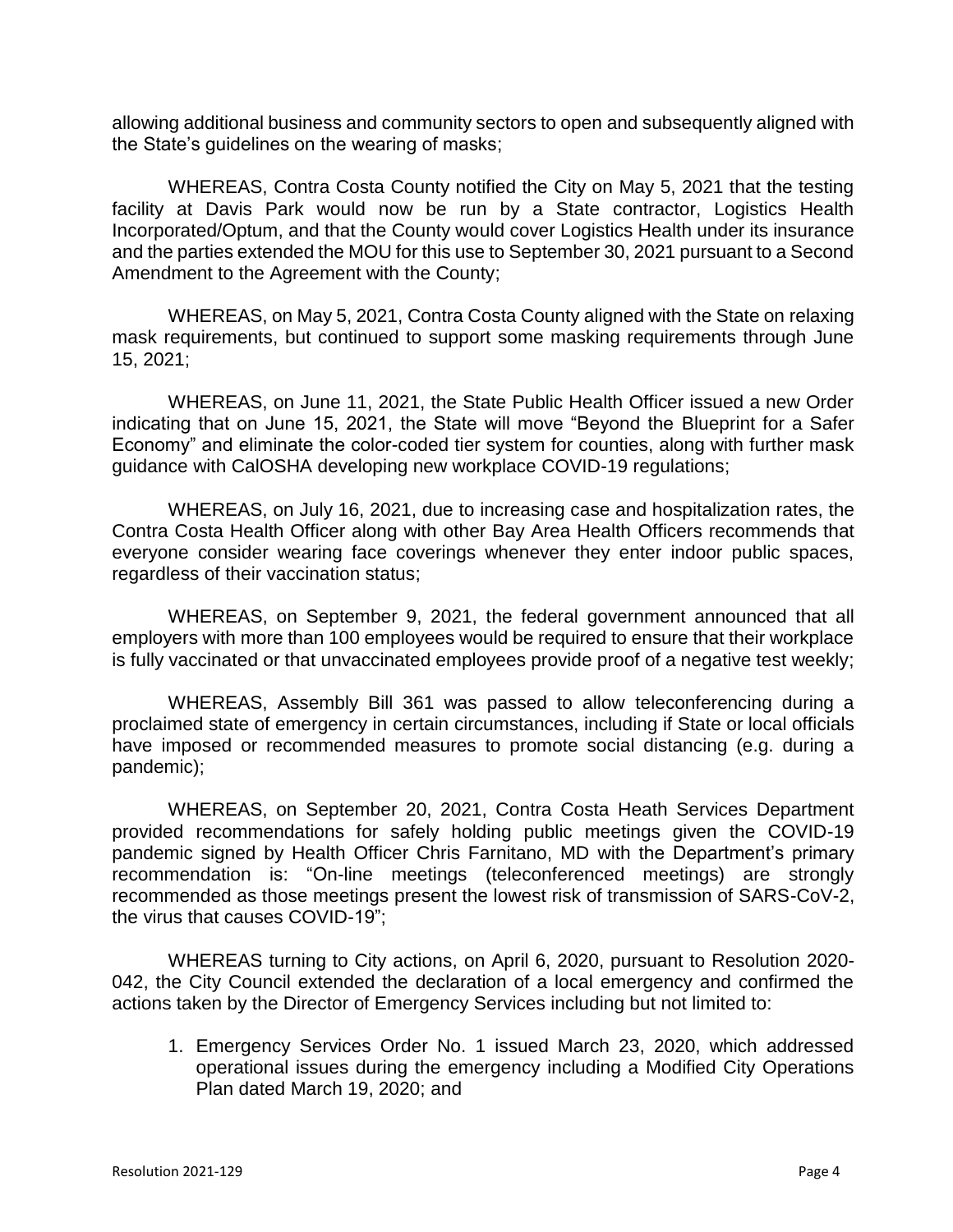allowing additional business and community sectors to open and subsequently aligned with the State's guidelines on the wearing of masks;

WHEREAS, Contra Costa County notified the City on May 5, 2021 that the testing facility at Davis Park would now be run by a State contractor, Logistics Health Incorporated/Optum, and that the County would cover Logistics Health under its insurance and the parties extended the MOU for this use to September 30, 2021 pursuant to a Second Amendment to the Agreement with the County;

WHEREAS, on May 5, 2021, Contra Costa County aligned with the State on relaxing mask requirements, but continued to support some masking requirements through June 15, 2021;

WHEREAS, on June 11, 2021, the State Public Health Officer issued a new Order indicating that on June 15, 2021, the State will move "Beyond the Blueprint for a Safer Economy" and eliminate the color-coded tier system for counties, along with further mask guidance with CalOSHA developing new workplace COVID-19 regulations;

WHEREAS, on July 16, 2021, due to increasing case and hospitalization rates, the Contra Costa Health Officer along with other Bay Area Health Officers recommends that everyone consider wearing face coverings whenever they enter indoor public spaces, regardless of their vaccination status;

WHEREAS, on September 9, 2021, the federal government announced that all employers with more than 100 employees would be required to ensure that their workplace is fully vaccinated or that unvaccinated employees provide proof of a negative test weekly;

WHEREAS, Assembly Bill 361 was passed to allow teleconferencing during a proclaimed state of emergency in certain circumstances, including if State or local officials have imposed or recommended measures to promote social distancing (e.g. during a pandemic);

WHEREAS, on September 20, 2021, Contra Costa Heath Services Department provided recommendations for safely holding public meetings given the COVID-19 pandemic signed by Health Officer Chris Farnitano, MD with the Department's primary recommendation is: "On-line meetings (teleconferenced meetings) are strongly recommended as those meetings present the lowest risk of transmission of SARS-CoV-2, the virus that causes COVID-19";

WHEREAS turning to City actions, on April 6, 2020, pursuant to Resolution 2020-042, the City Council extended the declaration of a local emergency and confirmed the actions taken by the Director of Emergency Services including but not limited to:

1. Emergency Services Order No. 1 issued March 23, 2020, which addressed operational issues during the emergency including a Modified City Operations Plan dated March 19, 2020; and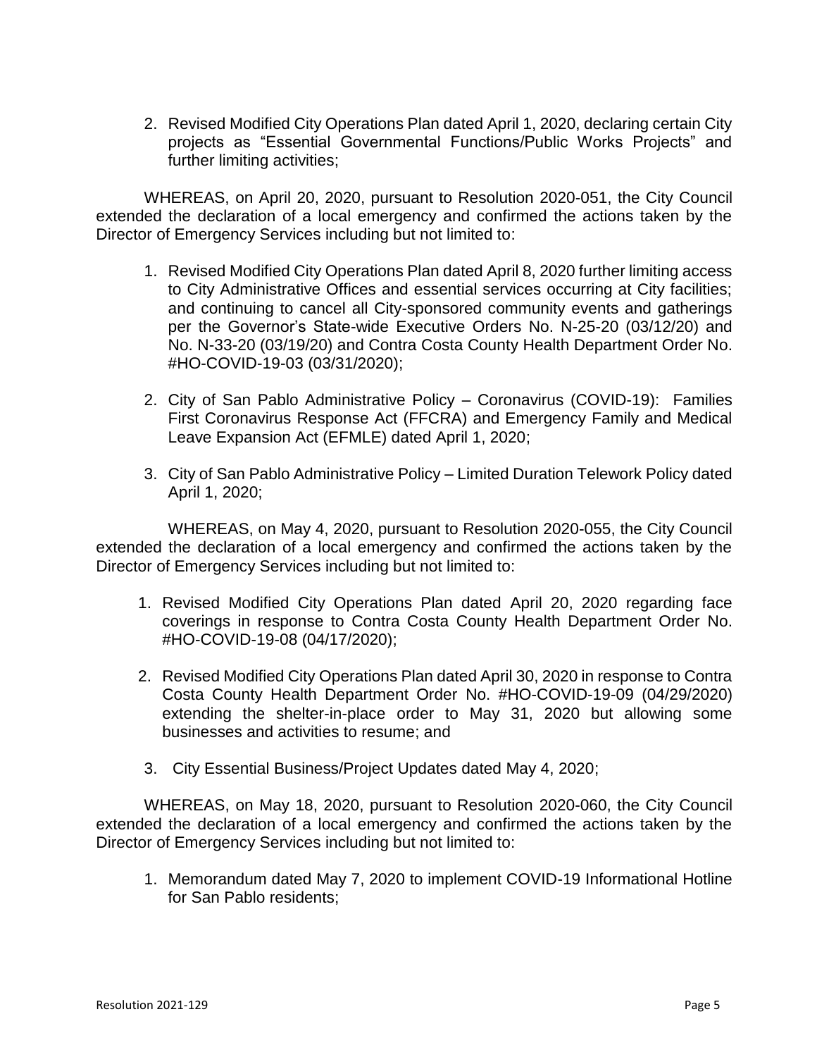2. Revised Modified City Operations Plan dated April 1, 2020, declaring certain City projects as “Essential Governmental Functions/Public Works Projects” and further limiting activities;

WHEREAS, on April 20, 2020, pursuant to Resolution 2020-051, the City Council extended the declaration of a local emergency and confirmed the actions taken by the Director of Emergency Services including but not limited to:

1. Revised Modified City Operations Plan dated April 8, 2020 further limiting access to City Administrative Offices and essential services occurring at City facilities; and continuing to cancel all City-sponsored community events and gatherings per the Governor’s State-wide Executive Orders No. N-25-20 (03/12/20) and No. N-33-20 (03/19/20) and Contra Costa County Health Department Order No. #HO-COVID-19-03 (03/31/2020);

2. City of San Pablo Administrative Policy – Coronavirus (COVID-19): Families First Coronavirus Response Act (FFCRA) and Emergency Family and Medical Leave Expansion Act (EFMLE) dated April 1, 2020;

3. City of San Pablo Administrative Policy – Limited Duration Telework Policy dated April 1, 2020;

WHEREAS, on May 4, 2020, pursuant to Resolution 2020-055, the City Council extended the declaration of a local emergency and confirmed the actions taken by the Director of Emergency Services including but not limited to:

1. Revised Modified City Operations Plan dated April 20, 2020 regarding face coverings in response to Contra Costa County Health Department Order No. #HO-COVID-19-08 (04/17/2020);

2. Revised Modified City Operations Plan dated April 30, 2020 in response to Contra Costa County Health Department Order No. #HO-COVID-19-09 (04/29/2020) extending the shelter-in-place order to May 31, 2020 but allowing some businesses and activities to resume; and

3. City Essential Business/Project Updates dated May 4, 2020;

WHEREAS, on May 18, 2020, pursuant to Resolution 2020-060, the City Council extended the declaration of a local emergency and confirmed the actions taken by the Director of Emergency Services including but not limited to:

1. Memorandum dated May 7, 2020 to implement COVID-19 Informational Hotline for San Pablo residents;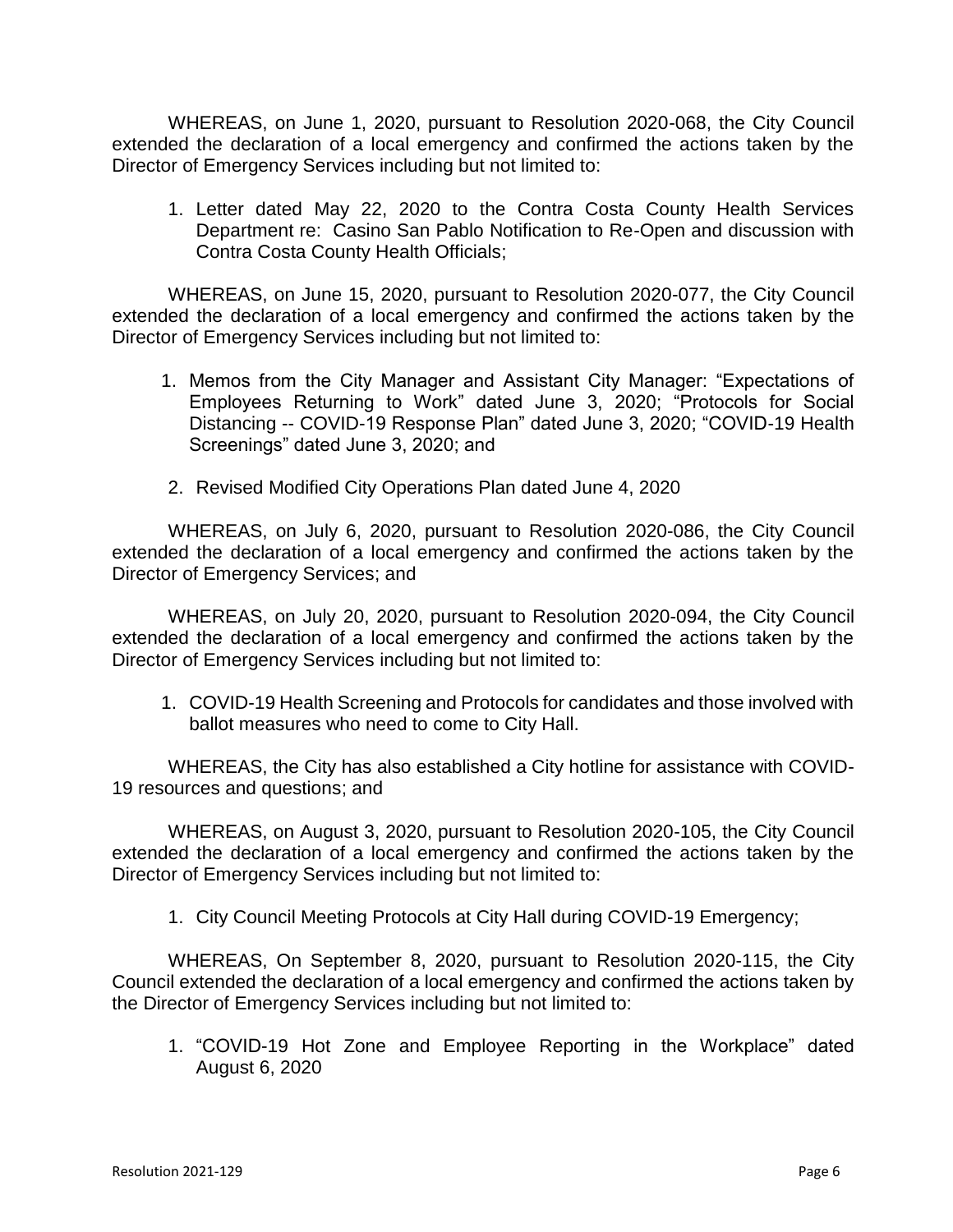WHEREAS, on June 1, 2020, pursuant to Resolution 2020-068, the City Council extended the declaration of a local emergency and confirmed the actions taken by the Director of Emergency Services including but not limited to:

1. Letter dated May 22, 2020 to the Contra Costa County Health Services Department re: Casino San Pablo Notification to Re-Open and discussion with Contra Costa County Health Officials;

WHEREAS, on June 15, 2020, pursuant to Resolution 2020-077, the City Council extended the declaration of a local emergency and confirmed the actions taken by the Director of Emergency Services including but not limited to:

1. Memos from the City Manager and Assistant City Manager: "Expectations of Employees Returning to Work" dated June 3, 2020; "Protocols for Social Distancing -- COVID-19 Response Plan" dated June 3, 2020; "COVID-19 Health Screenings" dated June 3, 2020; and
2. Revised Modified City Operations Plan dated June 4, 2020

WHEREAS, on July 6, 2020, pursuant to Resolution 2020-086, the City Council extended the declaration of a local emergency and confirmed the actions taken by the Director of Emergency Services; and

WHEREAS, on July 20, 2020, pursuant to Resolution 2020-094, the City Council extended the declaration of a local emergency and confirmed the actions taken by the Director of Emergency Services including but not limited to:

1. COVID-19 Health Screening and Protocols for candidates and those involved with ballot measures who need to come to City Hall.

WHEREAS, the City has also established a City hotline for assistance with COVID-19 resources and questions; and

WHEREAS, on August 3, 2020, pursuant to Resolution 2020-105, the City Council extended the declaration of a local emergency and confirmed the actions taken by the Director of Emergency Services including but not limited to:

1. City Council Meeting Protocols at City Hall during COVID-19 Emergency;

WHEREAS, On September 8, 2020, pursuant to Resolution 2020-115, the City Council extended the declaration of a local emergency and confirmed the actions taken by the Director of Emergency Services including but not limited to:

1. "COVID-19 Hot Zone and Employee Reporting in the Workplace" dated August 6, 2020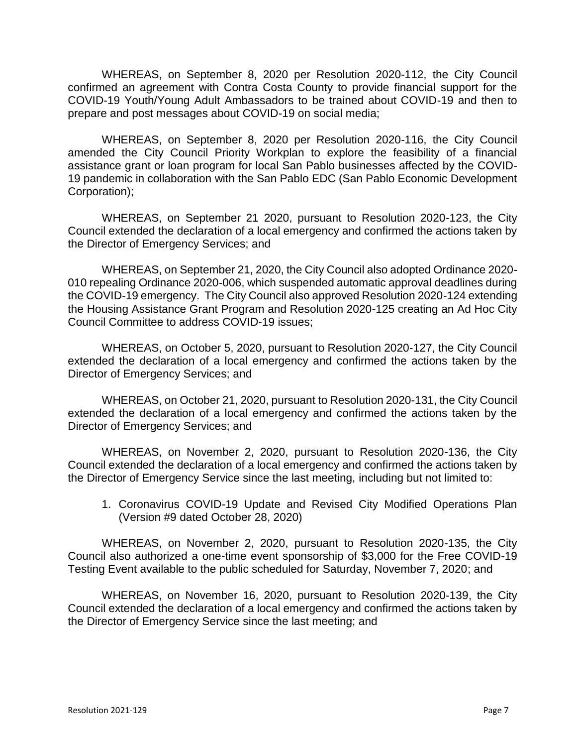WHEREAS, on September 8, 2020 per Resolution 2020-112, the City Council confirmed an agreement with Contra Costa County to provide financial support for the COVID-19 Youth/Young Adult Ambassadors to be trained about COVID-19 and then to prepare and post messages about COVID-19 on social media;

WHEREAS, on September 8, 2020 per Resolution 2020-116, the City Council amended the City Council Priority Workplan to explore the feasibility of a financial assistance grant or loan program for local San Pablo businesses affected by the COVID-19 pandemic in collaboration with the San Pablo EDC (San Pablo Economic Development Corporation);

WHEREAS, on September 21 2020, pursuant to Resolution 2020-123, the City Council extended the declaration of a local emergency and confirmed the actions taken by the Director of Emergency Services; and

WHEREAS, on September 21, 2020, the City Council also adopted Ordinance 2020-010 repealing Ordinance 2020-006, which suspended automatic approval deadlines during the COVID-19 emergency. The City Council also approved Resolution 2020-124 extending the Housing Assistance Grant Program and Resolution 2020-125 creating an Ad Hoc City Council Committee to address COVID-19 issues;

WHEREAS, on October 5, 2020, pursuant to Resolution 2020-127, the City Council extended the declaration of a local emergency and confirmed the actions taken by the Director of Emergency Services; and

WHEREAS, on October 21, 2020, pursuant to Resolution 2020-131, the City Council extended the declaration of a local emergency and confirmed the actions taken by the Director of Emergency Services; and

WHEREAS, on November 2, 2020, pursuant to Resolution 2020-136, the City Council extended the declaration of a local emergency and confirmed the actions taken by the Director of Emergency Service since the last meeting, including but not limited to:

1. Coronavirus COVID-19 Update and Revised City Modified Operations Plan (Version #9 dated October 28, 2020)

WHEREAS, on November 2, 2020, pursuant to Resolution 2020-135, the City Council also authorized a one-time event sponsorship of $3,000 for the Free COVID-19 Testing Event available to the public scheduled for Saturday, November 7, 2020; and

WHEREAS, on November 16, 2020, pursuant to Resolution 2020-139, the City Council extended the declaration of a local emergency and confirmed the actions taken by the Director of Emergency Service since the last meeting; and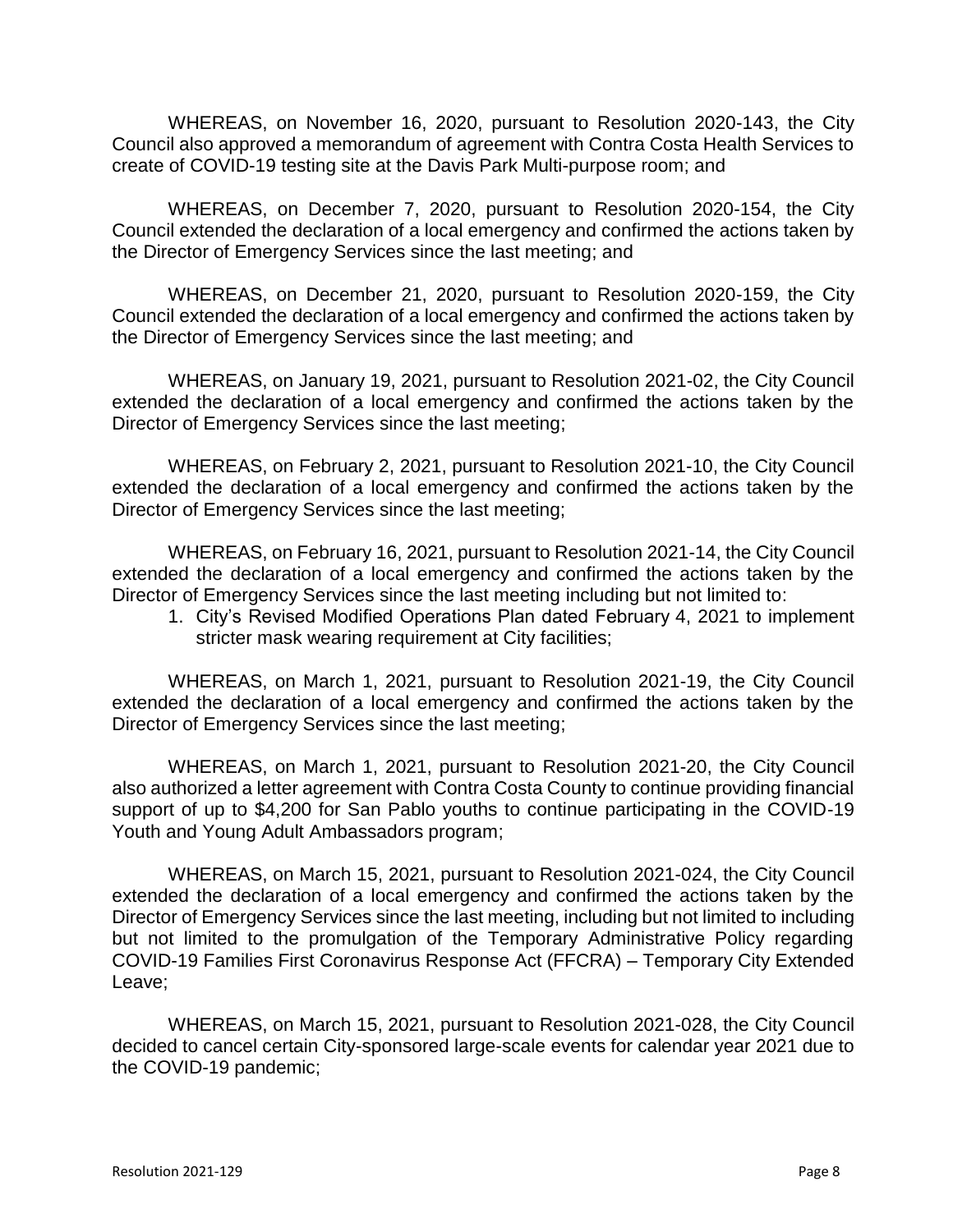WHEREAS, on November 16, 2020, pursuant to Resolution 2020-143, the City Council also approved a memorandum of agreement with Contra Costa Health Services to create of COVID-19 testing site at the Davis Park Multi-purpose room; and

WHEREAS, on December 7, 2020, pursuant to Resolution 2020-154, the City Council extended the declaration of a local emergency and confirmed the actions taken by the Director of Emergency Services since the last meeting; and

WHEREAS, on December 21, 2020, pursuant to Resolution 2020-159, the City Council extended the declaration of a local emergency and confirmed the actions taken by the Director of Emergency Services since the last meeting; and

WHEREAS, on January 19, 2021, pursuant to Resolution 2021-02, the City Council extended the declaration of a local emergency and confirmed the actions taken by the Director of Emergency Services since the last meeting;

WHEREAS, on February 2, 2021, pursuant to Resolution 2021-10, the City Council extended the declaration of a local emergency and confirmed the actions taken by the Director of Emergency Services since the last meeting;

WHEREAS, on February 16, 2021, pursuant to Resolution 2021-14, the City Council extended the declaration of a local emergency and confirmed the actions taken by the Director of Emergency Services since the last meeting including but not limited to:

1. City's Revised Modified Operations Plan dated February 4, 2021 to implement stricter mask wearing requirement at City facilities;

WHEREAS, on March 1, 2021, pursuant to Resolution 2021-19, the City Council extended the declaration of a local emergency and confirmed the actions taken by the Director of Emergency Services since the last meeting;

WHEREAS, on March 1, 2021, pursuant to Resolution 2021-20, the City Council also authorized a letter agreement with Contra Costa County to continue providing financial support of up to $4,200 for San Pablo youths to continue participating in the COVID-19 Youth and Young Adult Ambassadors program;

WHEREAS, on March 15, 2021, pursuant to Resolution 2021-024, the City Council extended the declaration of a local emergency and confirmed the actions taken by the Director of Emergency Services since the last meeting, including but not limited to including but not limited to the promulgation of the Temporary Administrative Policy regarding COVID-19 Families First Coronavirus Response Act (FFCRA) – Temporary City Extended Leave;

WHEREAS, on March 15, 2021, pursuant to Resolution 2021-028, the City Council decided to cancel certain City-sponsored large-scale events for calendar year 2021 due to the COVID-19 pandemic;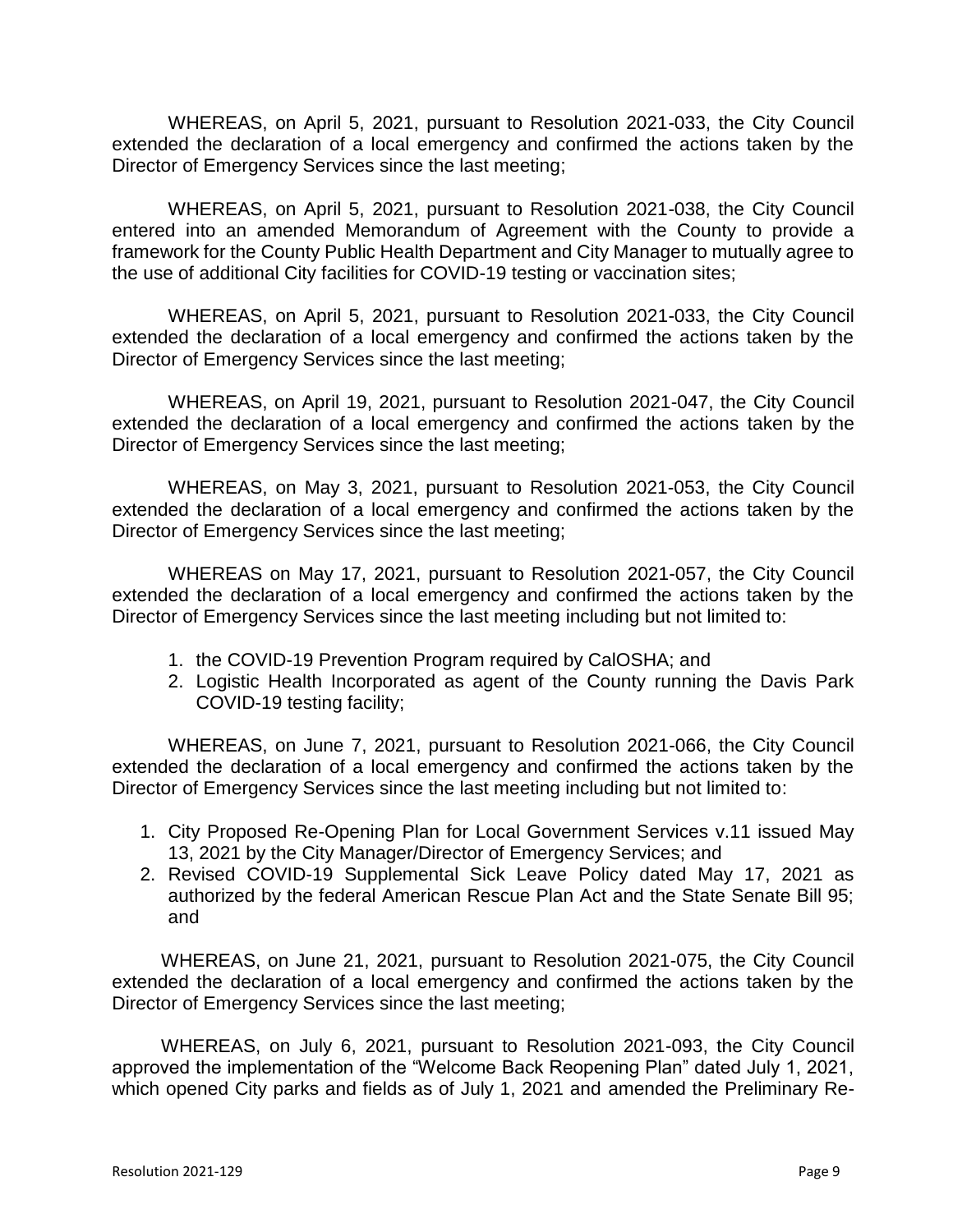WHEREAS, on April 5, 2021, pursuant to Resolution 2021-033, the City Council extended the declaration of a local emergency and confirmed the actions taken by the Director of Emergency Services since the last meeting;

WHEREAS, on April 5, 2021, pursuant to Resolution 2021-038, the City Council entered into an amended Memorandum of Agreement with the County to provide a framework for the County Public Health Department and City Manager to mutually agree to the use of additional City facilities for COVID-19 testing or vaccination sites;

WHEREAS, on April 5, 2021, pursuant to Resolution 2021-033, the City Council extended the declaration of a local emergency and confirmed the actions taken by the Director of Emergency Services since the last meeting;

WHEREAS, on April 19, 2021, pursuant to Resolution 2021-047, the City Council extended the declaration of a local emergency and confirmed the actions taken by the Director of Emergency Services since the last meeting;

WHEREAS, on May 3, 2021, pursuant to Resolution 2021-053, the City Council extended the declaration of a local emergency and confirmed the actions taken by the Director of Emergency Services since the last meeting;

WHEREAS on May 17, 2021, pursuant to Resolution 2021-057, the City Council extended the declaration of a local emergency and confirmed the actions taken by the Director of Emergency Services since the last meeting including but not limited to:

1. the COVID-19 Prevention Program required by CalOSHA; and
2. Logistic Health Incorporated as agent of the County running the Davis Park COVID-19 testing facility;

WHEREAS, on June 7, 2021, pursuant to Resolution 2021-066, the City Council extended the declaration of a local emergency and confirmed the actions taken by the Director of Emergency Services since the last meeting including but not limited to:

1. City Proposed Re-Opening Plan for Local Government Services v.11 issued May 13, 2021 by the City Manager/Director of Emergency Services; and
2. Revised COVID-19 Supplemental Sick Leave Policy dated May 17, 2021 as authorized by the federal American Rescue Plan Act and the State Senate Bill 95; and

WHEREAS, on June 21, 2021, pursuant to Resolution 2021-075, the City Council extended the declaration of a local emergency and confirmed the actions taken by the Director of Emergency Services since the last meeting;

WHEREAS, on July 6, 2021, pursuant to Resolution 2021-093, the City Council approved the implementation of the "Welcome Back Reopening Plan" dated July 1, 2021, which opened City parks and fields as of July 1, 2021 and amended the Preliminary Re-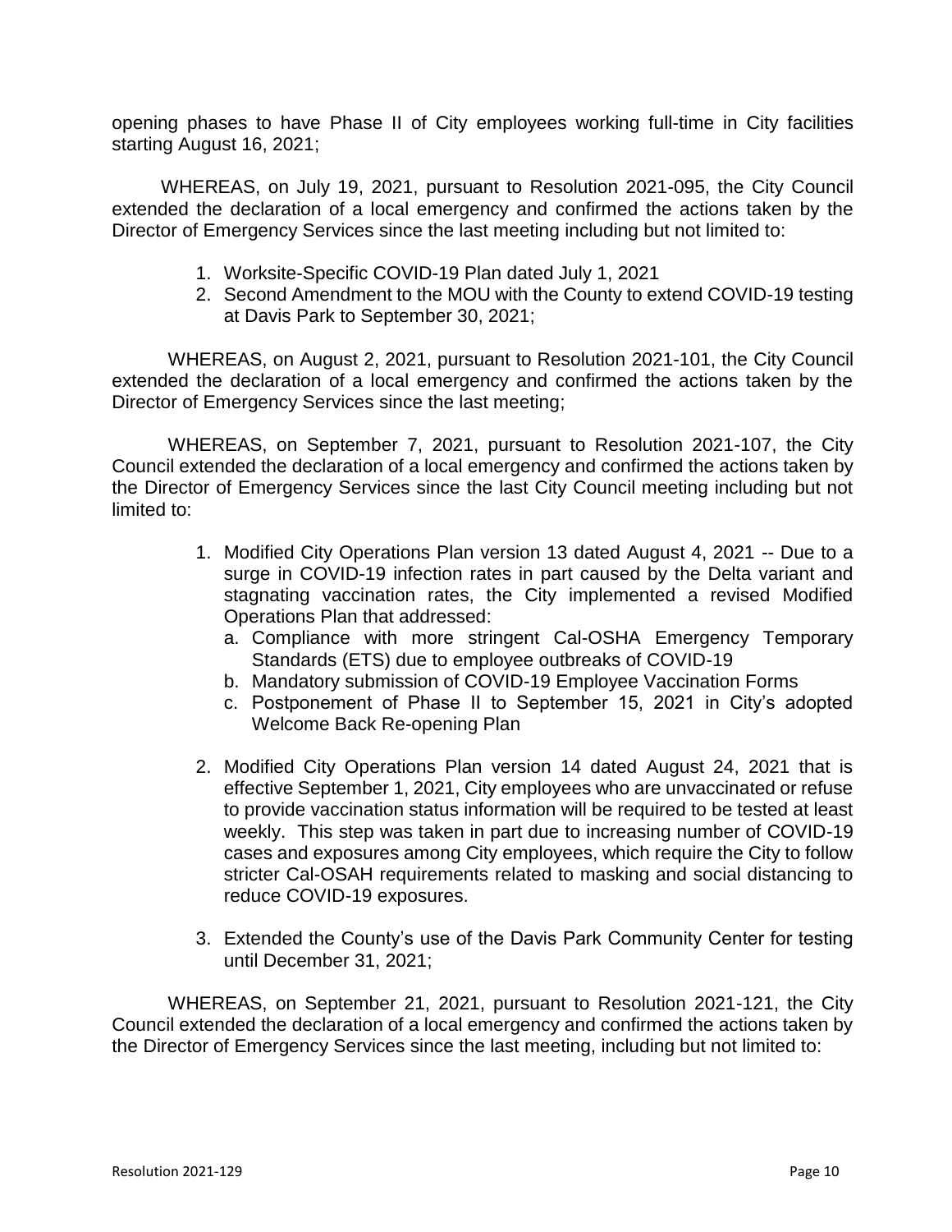opening phases to have Phase II of City employees working full-time in City facilities starting August 16, 2021;

WHEREAS, on July 19, 2021, pursuant to Resolution 2021-095, the City Council extended the declaration of a local emergency and confirmed the actions taken by the Director of Emergency Services since the last meeting including but not limited to:

1. Worksite-Specific COVID-19 Plan dated July 1, 2021
2. Second Amendment to the MOU with the County to extend COVID-19 testing at Davis Park to September 30, 2021;

WHEREAS, on August 2, 2021, pursuant to Resolution 2021-101, the City Council extended the declaration of a local emergency and confirmed the actions taken by the Director of Emergency Services since the last meeting;

WHEREAS, on September 7, 2021, pursuant to Resolution 2021-107, the City Council extended the declaration of a local emergency and confirmed the actions taken by the Director of Emergency Services since the last City Council meeting including but not limited to:

1. Modified City Operations Plan version 13 dated August 4, 2021 -- Due to a surge in COVID-19 infection rates in part caused by the Delta variant and stagnating vaccination rates, the City implemented a revised Modified Operations Plan that addressed:
   a. Compliance with more stringent Cal-OSHA Emergency Temporary Standards (ETS) due to employee outbreaks of COVID-19
   b. Mandatory submission of COVID-19 Employee Vaccination Forms
   c. Postponement of Phase II to September 15, 2021 in City's adopted Welcome Back Re-opening Plan

2. Modified City Operations Plan version 14 dated August 24, 2021 that is effective September 1, 2021, City employees who are unvaccinated or refuse to provide vaccination status information will be required to be tested at least weekly. This step was taken in part due to increasing number of COVID-19 cases and exposures among City employees, which require the City to follow stricter Cal-OSAH requirements related to masking and social distancing to reduce COVID-19 exposures.

3. Extended the County's use of the Davis Park Community Center for testing until December 31, 2021;

WHEREAS, on September 21, 2021, pursuant to Resolution 2021-121, the City Council extended the declaration of a local emergency and confirmed the actions taken by the Director of Emergency Services since the last meeting, including but not limited to: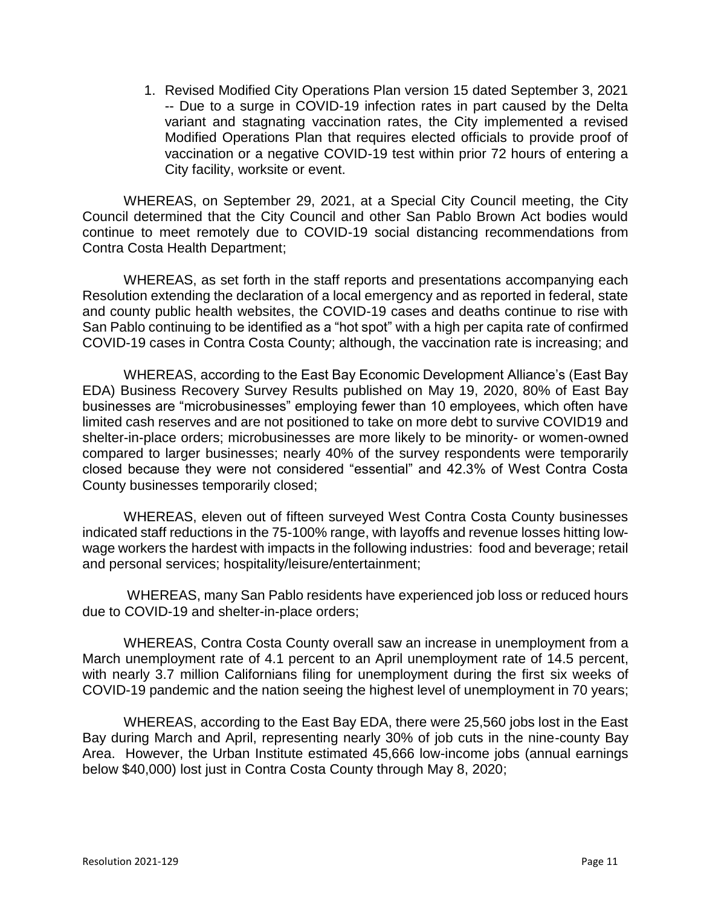1. Revised Modified City Operations Plan version 15 dated September 3, 2021 -- Due to a surge in COVID-19 infection rates in part caused by the Delta variant and stagnating vaccination rates, the City implemented a revised Modified Operations Plan that requires elected officials to provide proof of vaccination or a negative COVID-19 test within prior 72 hours of entering a City facility, worksite or event.

WHEREAS, on September 29, 2021, at a Special City Council meeting, the City Council determined that the City Council and other San Pablo Brown Act bodies would continue to meet remotely due to COVID-19 social distancing recommendations from Contra Costa Health Department;

WHEREAS, as set forth in the staff reports and presentations accompanying each Resolution extending the declaration of a local emergency and as reported in federal, state and county public health websites, the COVID-19 cases and deaths continue to rise with San Pablo continuing to be identified as a "hot spot" with a high per capita rate of confirmed COVID-19 cases in Contra Costa County; although, the vaccination rate is increasing; and

WHEREAS, according to the East Bay Economic Development Alliance's (East Bay EDA) Business Recovery Survey Results published on May 19, 2020, 80% of East Bay businesses are "microbusinesses" employing fewer than 10 employees, which often have limited cash reserves and are not positioned to take on more debt to survive COVID19 and shelter-in-place orders; microbusinesses are more likely to be minority- or women-owned compared to larger businesses; nearly 40% of the survey respondents were temporarily closed because they were not considered "essential" and 42.3% of West Contra Costa County businesses temporarily closed;

WHEREAS, eleven out of fifteen surveyed West Contra Costa County businesses indicated staff reductions in the 75-100% range, with layoffs and revenue losses hitting low-wage workers the hardest with impacts in the following industries: food and beverage; retail and personal services; hospitality/leisure/entertainment;

WHEREAS, many San Pablo residents have experienced job loss or reduced hours due to COVID-19 and shelter-in-place orders;

WHEREAS, Contra Costa County overall saw an increase in unemployment from a March unemployment rate of 4.1 percent to an April unemployment rate of 14.5 percent, with nearly 3.7 million Californians filing for unemployment during the first six weeks of COVID-19 pandemic and the nation seeing the highest level of unemployment in 70 years;

WHEREAS, according to the East Bay EDA, there were 25,560 jobs lost in the East Bay during March and April, representing nearly 30% of job cuts in the nine-county Bay Area. However, the Urban Institute estimated 45,666 low-income jobs (annual earnings below $40,000) lost just in Contra Costa County through May 8, 2020;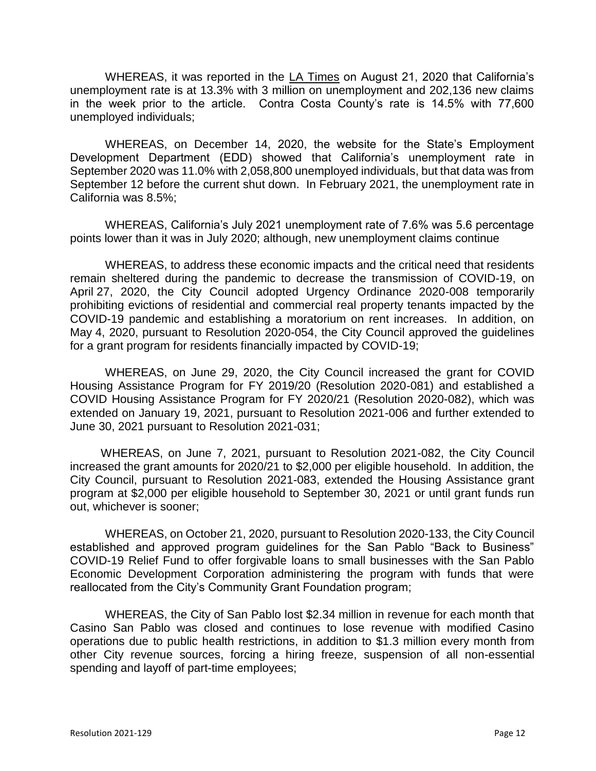WHEREAS, it was reported in the LA Times on August 21, 2020 that California's unemployment rate is at 13.3% with 3 million on unemployment and 202,136 new claims in the week prior to the article. Contra Costa County's rate is 14.5% with 77,600 unemployed individuals;

WHEREAS, on December 14, 2020, the website for the State's Employment Development Department (EDD) showed that California's unemployment rate in September 2020 was 11.0% with 2,058,800 unemployed individuals, but that data was from September 12 before the current shut down. In February 2021, the unemployment rate in California was 8.5%;

WHEREAS, California's July 2021 unemployment rate of 7.6% was 5.6 percentage points lower than it was in July 2020; although, new unemployment claims continue

WHEREAS, to address these economic impacts and the critical need that residents remain sheltered during the pandemic to decrease the transmission of COVID-19, on April 27, 2020, the City Council adopted Urgency Ordinance 2020-008 temporarily prohibiting evictions of residential and commercial real property tenants impacted by the COVID-19 pandemic and establishing a moratorium on rent increases. In addition, on May 4, 2020, pursuant to Resolution 2020-054, the City Council approved the guidelines for a grant program for residents financially impacted by COVID-19;

WHEREAS, on June 29, 2020, the City Council increased the grant for COVID Housing Assistance Program for FY 2019/20 (Resolution 2020-081) and established a COVID Housing Assistance Program for FY 2020/21 (Resolution 2020-082), which was extended on January 19, 2021, pursuant to Resolution 2021-006 and further extended to June 30, 2021 pursuant to Resolution 2021-031;

WHEREAS, on June 7, 2021, pursuant to Resolution 2021-082, the City Council increased the grant amounts for 2020/21 to $2,000 per eligible household. In addition, the City Council, pursuant to Resolution 2021-083, extended the Housing Assistance grant program at $2,000 per eligible household to September 30, 2021 or until grant funds run out, whichever is sooner;

WHEREAS, on October 21, 2020, pursuant to Resolution 2020-133, the City Council established and approved program guidelines for the San Pablo "Back to Business" COVID-19 Relief Fund to offer forgivable loans to small businesses with the San Pablo Economic Development Corporation administering the program with funds that were reallocated from the City's Community Grant Foundation program;

WHEREAS, the City of San Pablo lost $2.34 million in revenue for each month that Casino San Pablo was closed and continues to lose revenue with modified Casino operations due to public health restrictions, in addition to $1.3 million every month from other City revenue sources, forcing a hiring freeze, suspension of all non-essential spending and layoff of part-time employees;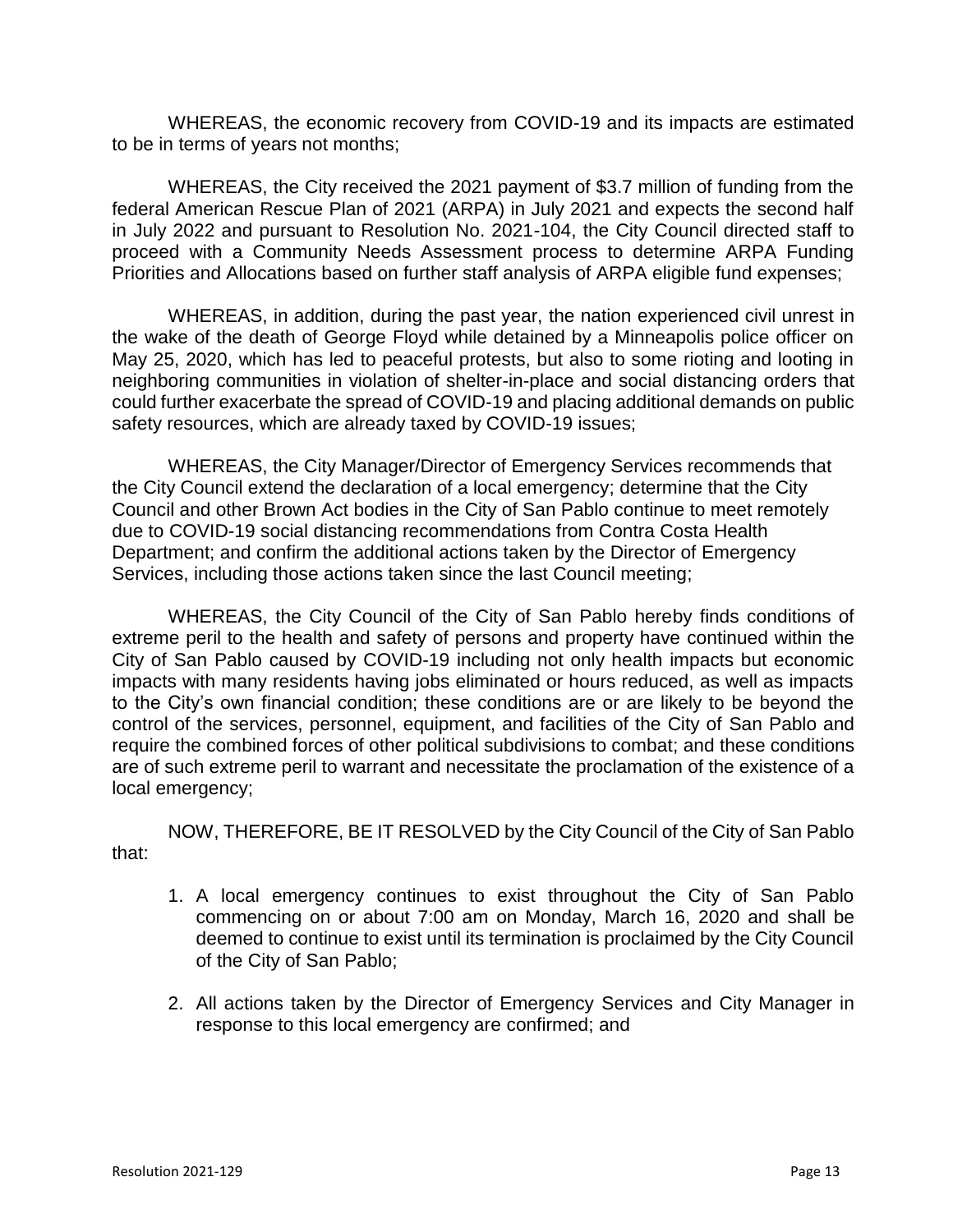WHEREAS, the economic recovery from COVID-19 and its impacts are estimated to be in terms of years not months;

WHEREAS, the City received the 2021 payment of $3.7 million of funding from the federal American Rescue Plan of 2021 (ARPA) in July 2021 and expects the second half in July 2022 and pursuant to Resolution No. 2021-104, the City Council directed staff to proceed with a Community Needs Assessment process to determine ARPA Funding Priorities and Allocations based on further staff analysis of ARPA eligible fund expenses;

WHEREAS, in addition, during the past year, the nation experienced civil unrest in the wake of the death of George Floyd while detained by a Minneapolis police officer on May 25, 2020, which has led to peaceful protests, but also to some rioting and looting in neighboring communities in violation of shelter-in-place and social distancing orders that could further exacerbate the spread of COVID-19 and placing additional demands on public safety resources, which are already taxed by COVID-19 issues;

WHEREAS, the City Manager/Director of Emergency Services recommends that the City Council extend the declaration of a local emergency; determine that the City Council and other Brown Act bodies in the City of San Pablo continue to meet remotely due to COVID-19 social distancing recommendations from Contra Costa Health Department; and confirm the additional actions taken by the Director of Emergency Services, including those actions taken since the last Council meeting;

WHEREAS, the City Council of the City of San Pablo hereby finds conditions of extreme peril to the health and safety of persons and property have continued within the City of San Pablo caused by COVID-19 including not only health impacts but economic impacts with many residents having jobs eliminated or hours reduced, as well as impacts to the City's own financial condition; these conditions are or are likely to be beyond the control of the services, personnel, equipment, and facilities of the City of San Pablo and require the combined forces of other political subdivisions to combat; and these conditions are of such extreme peril to warrant and necessitate the proclamation of the existence of a local emergency;

NOW, THEREFORE, BE IT RESOLVED by the City Council of the City of San Pablo that:

1. A local emergency continues to exist throughout the City of San Pablo commencing on or about 7:00 am on Monday, March 16, 2020 and shall be deemed to continue to exist until its termination is proclaimed by the City Council of the City of San Pablo;

2. All actions taken by the Director of Emergency Services and City Manager in response to this local emergency are confirmed; and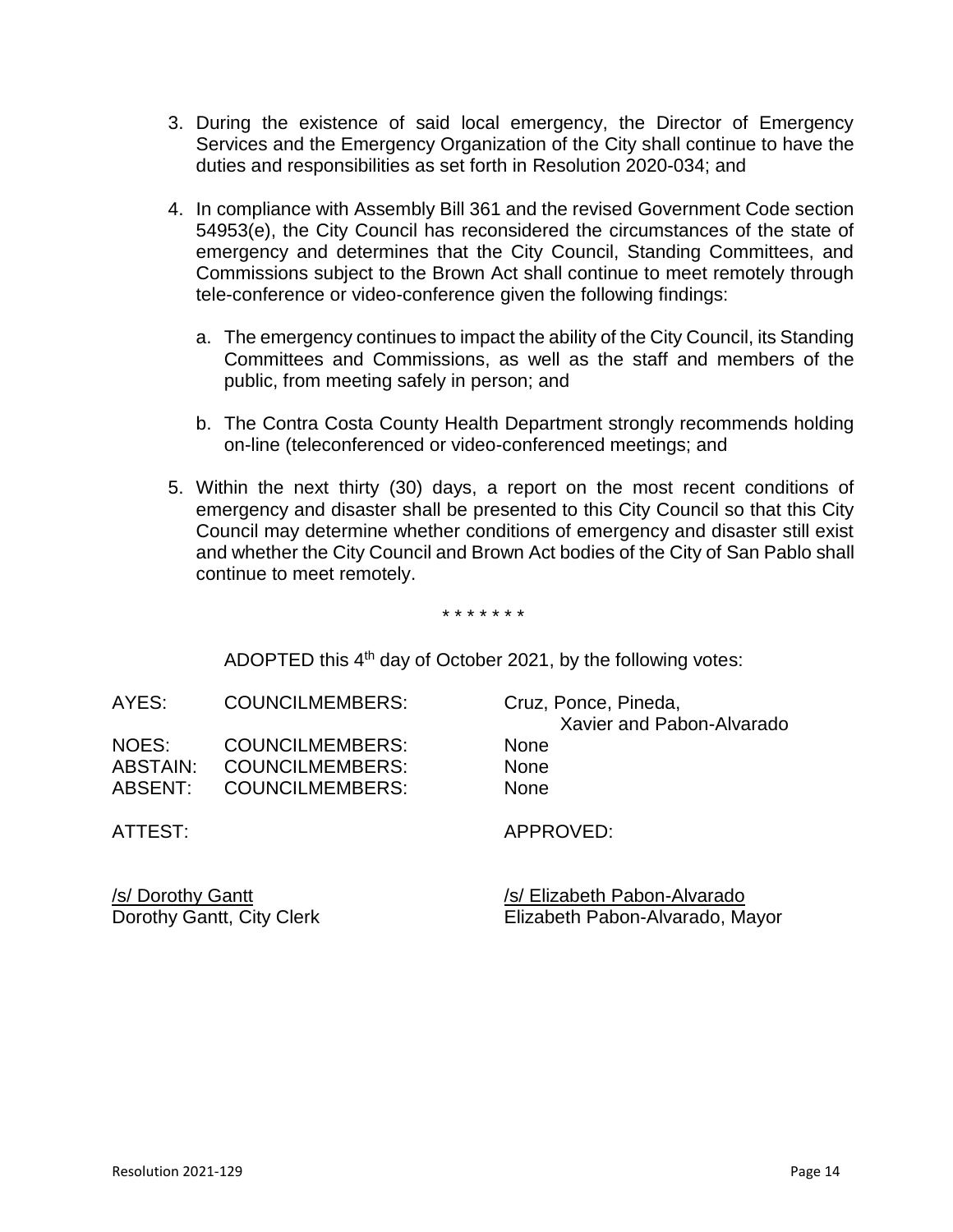3. During the existence of said local emergency, the Director of Emergency Services and the Emergency Organization of the City shall continue to have the duties and responsibilities as set forth in Resolution 2020-034; and

4. In compliance with Assembly Bill 361 and the revised Government Code section 54953(e), the City Council has reconsidered the circumstances of the state of emergency and determines that the City Council, Standing Committees, and Commissions subject to the Brown Act shall continue to meet remotely through tele-conference or video-conference given the following findings:

   a. The emergency continues to impact the ability of the City Council, its Standing Committees and Commissions, as well as the staff and members of the public, from meeting safely in person; and

   b. The Contra Costa County Health Department strongly recommends holding on-line (teleconferenced or video-conferenced meetings; and

5. Within the next thirty (30) days, a report on the most recent conditions of emergency and disaster shall be presented to this City Council so that this City Council may determine whether conditions of emergency and disaster still exist and whether the City Council and Brown Act bodies of the City of San Pablo shall continue to meet remotely.

\* \* \* \* \* \* \*

ADOPTED this 4th day of October 2021, by the following votes:

| | | |
|---|---|---|
| AYES: | COUNCILMEMBERS: | Cruz, Ponce, Pineda, Xavier and Pabon-Alvarado |
| NOES: | COUNCILMEMBERS: | None |
| ABSTAIN: | COUNCILMEMBERS: | None |
| ABSENT: | COUNCILMEMBERS: | None |

ATTEST:

/s/ Dorothy Gantt
Dorothy Gantt, City Clerk

APPROVED:

/s/ Elizabeth Pabon-Alvarado
Elizabeth Pabon-Alvarado, Mayor